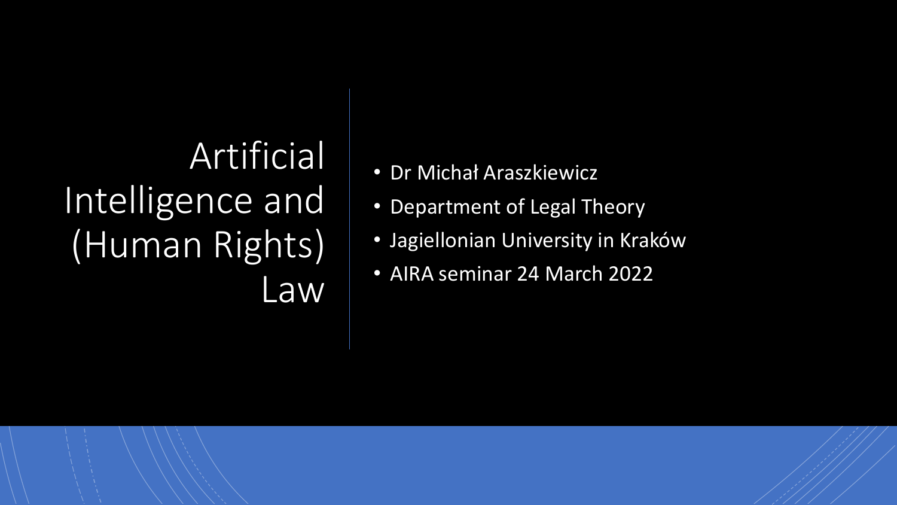# Artificial Intelligence and (Human Rights) Law

- Dr Michał Araszkiewicz
- Department of Legal Theory
- Jagiellonian University in Kraków
- AIRA seminar 24 March 2022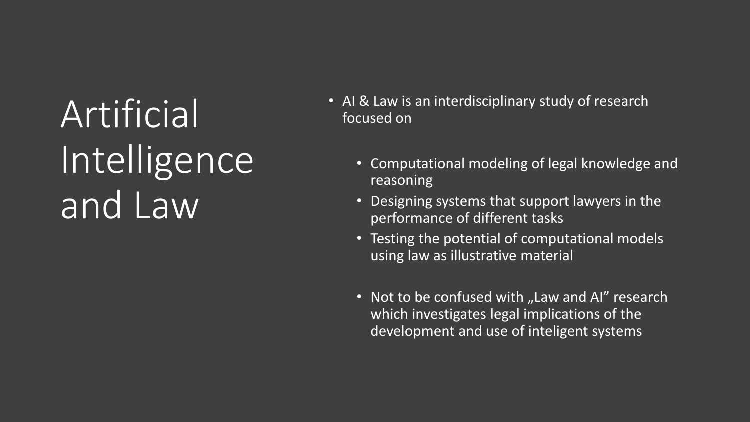# Artificial Intelligence and Law

- AI & Law is an interdisciplinary study of research focused on
  - Computational modeling of legal knowledge and reasoning
  - Designing systems that support lawyers in the performance of different tasks
  - Testing the potential of computational models using law as illustrative material
  - Not to be confused with „Law and AI" research which investigates legal implications of the development and use of inteligent systems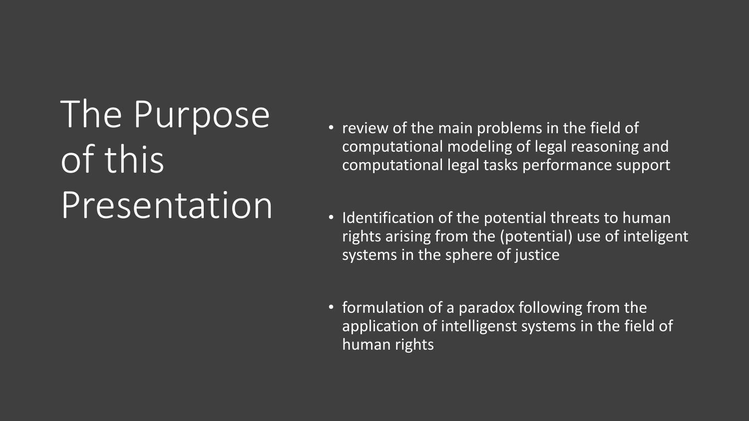# The Purpose of this Presentation

- review of the main problems in the field of computational modeling of legal reasoning and computational legal tasks performance support
- Identification of the potential threats to human rights arising from the (potential) use of inteligent systems in the sphere of justice
- formulation of a paradox following from the application of intelligenst systems in the field of human rights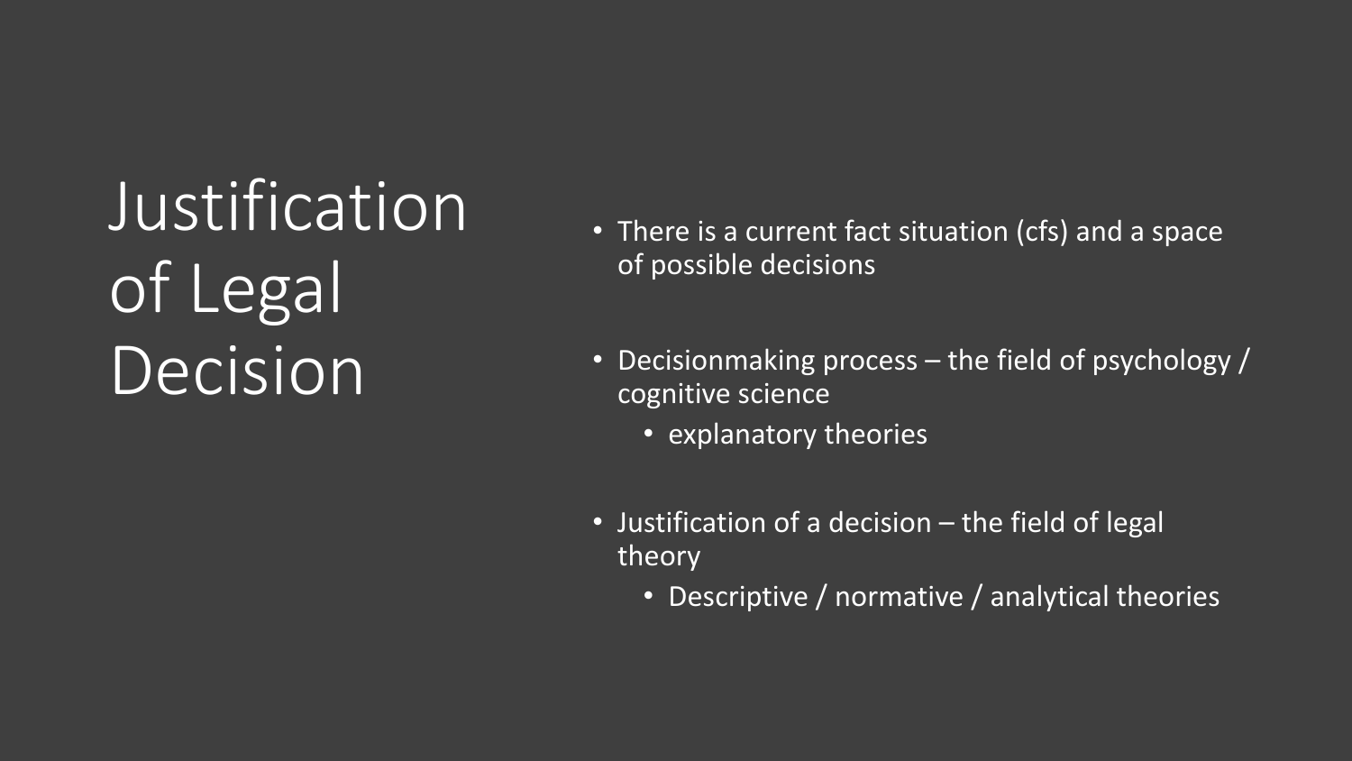# Justification of Legal Decision

- There is a current fact situation (cfs) and a space of possible decisions
- Decisionmaking process – the field of psychology / cognitive science
  - explanatory theories
- Justification of a decision – the field of legal theory
  - Descriptive / normative / analytical theories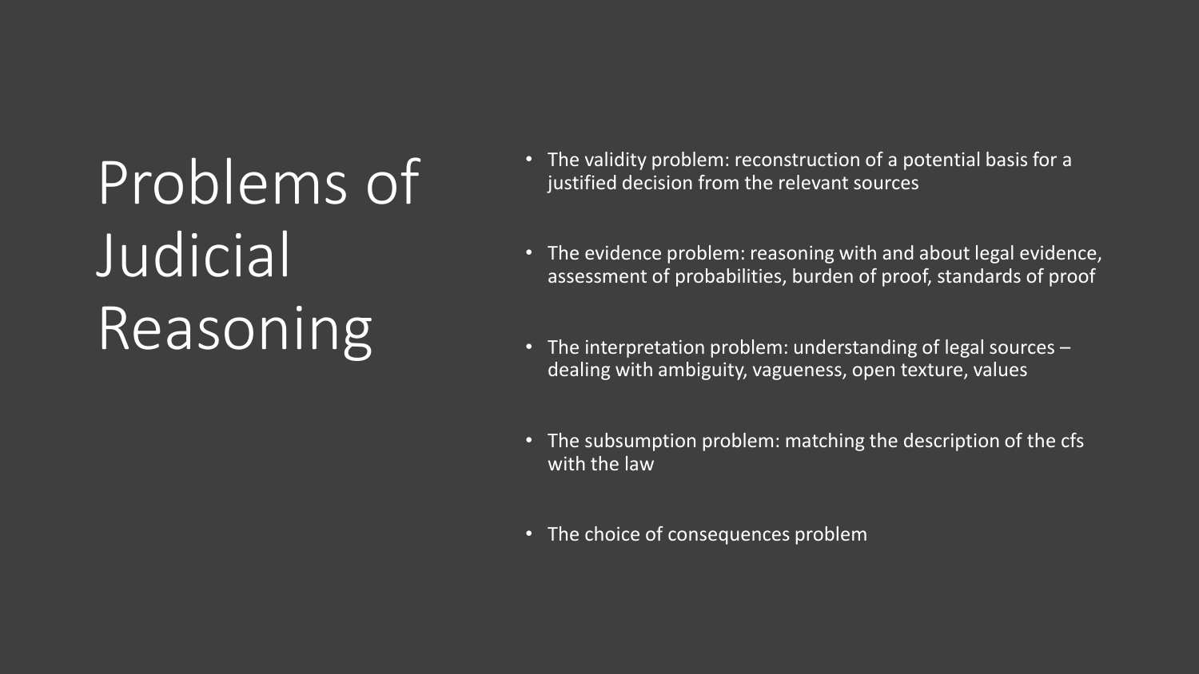# Problems of Judicial Reasoning

- The validity problem: reconstruction of a potential basis for a justified decision from the relevant sources
- The evidence problem: reasoning with and about legal evidence, assessment of probabilities, burden of proof, standards of proof
- The interpretation problem: understanding of legal sources – dealing with ambiguity, vagueness, open texture, values
- The subsumption problem: matching the description of the cfs with the law
- The choice of consequences problem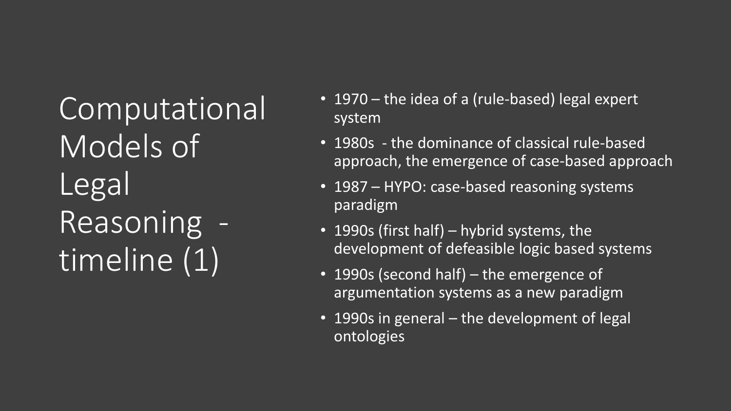# Computational Models of Legal Reasoning - timeline (1)

- 1970 – the idea of a (rule-based) legal expert system
- 1980s - the dominance of classical rule-based approach, the emergence of case-based approach
- 1987 – HYPO: case-based reasoning systems paradigm
- 1990s (first half) – hybrid systems, the development of defeasible logic based systems
- 1990s (second half) – the emergence of argumentation systems as a new paradigm
- 1990s in general – the development of legal ontologies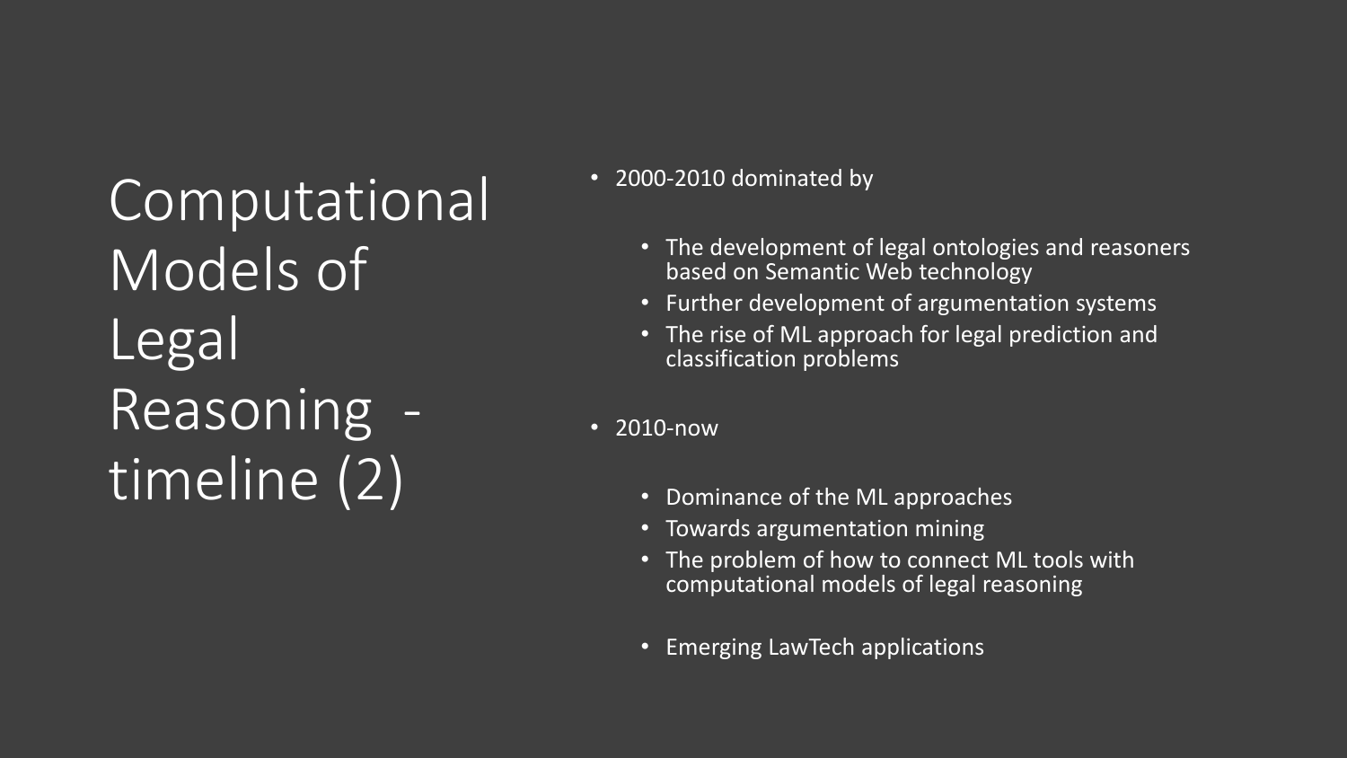# Computational Models of Legal Reasoning - timeline (2)

- 2000-2010 dominated by
  - The development of legal ontologies and reasoners based on Semantic Web technology
  - Further development of argumentation systems
  - The rise of ML approach for legal prediction and classification problems
- 2010-now
  - Dominance of the ML approaches
  - Towards argumentation mining
  - The problem of how to connect ML tools with computational models of legal reasoning
  - Emerging LawTech applications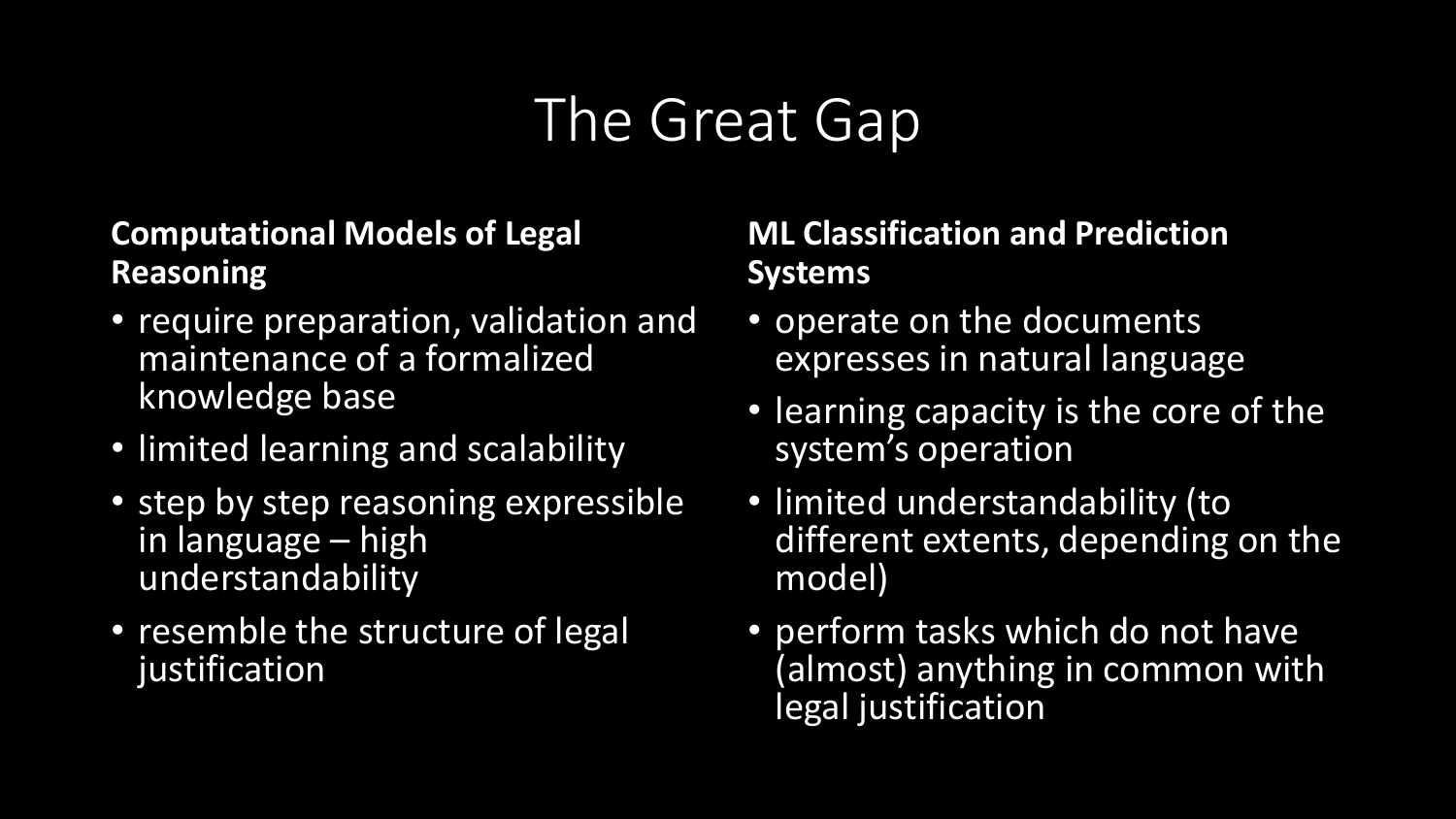# The Great Gap

**Computational Models of Legal Reasoning**

- require preparation, validation and maintenance of a formalized knowledge base
- limited learning and scalability
- step by step reasoning expressible in language – high understandability
- resemble the structure of legal justification

**ML Classification and Prediction Systems**

- operate on the documents expresses in natural language
- learning capacity is the core of the system's operation
- limited understandability (to different extents, depending on the model)
- perform tasks which do not have (almost) anything in common with legal justification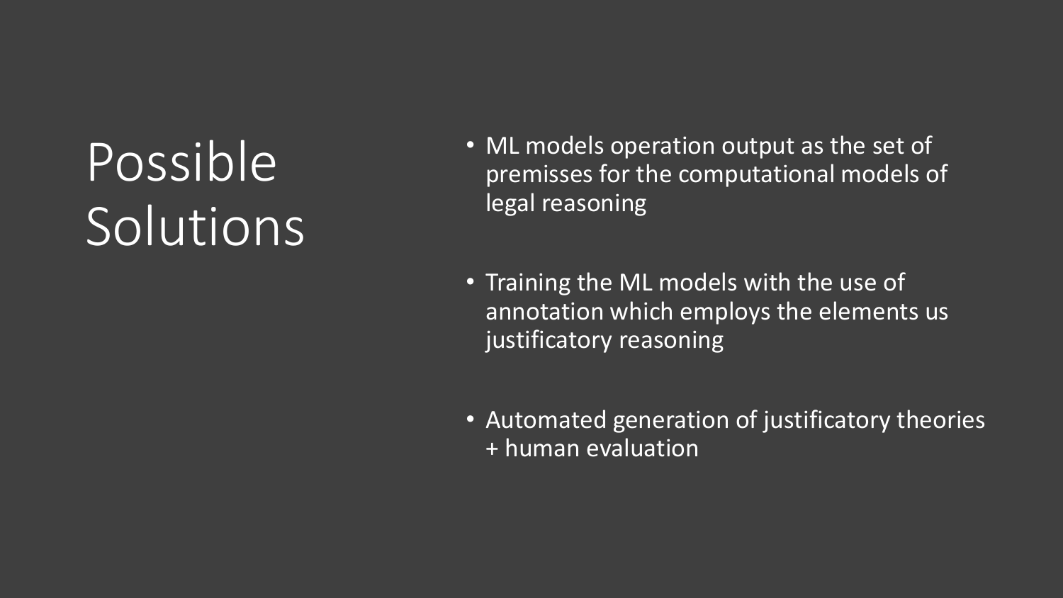# Possible Solutions

- ML models operation output as the set of premisses for the computational models of legal reasoning
- Training the ML models with the use of annotation which employs the elements us justificatory reasoning
- Automated generation of justificatory theories + human evaluation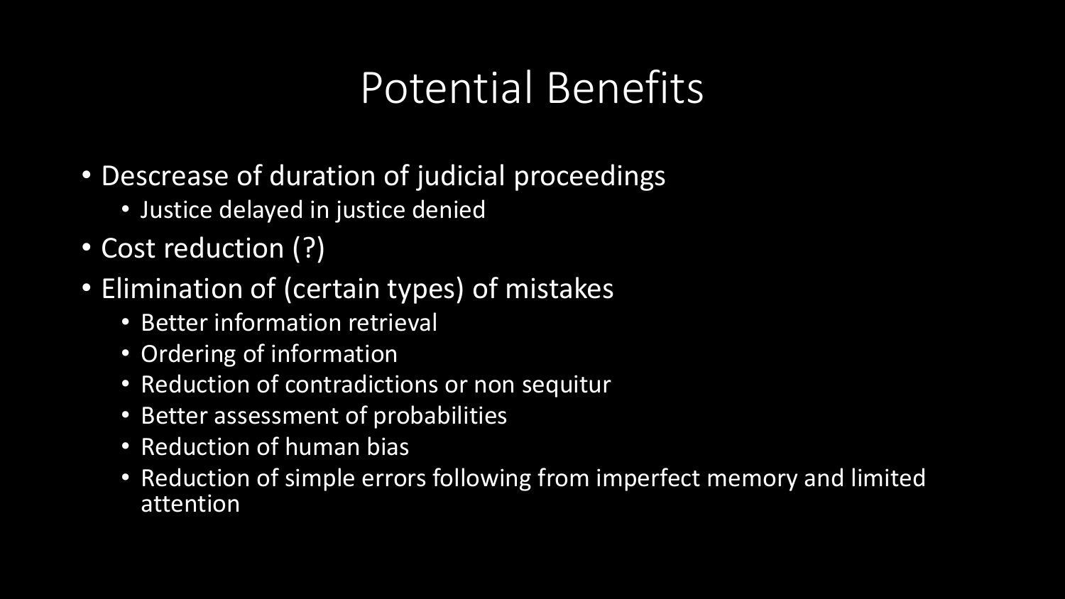# Potential Benefits

- Descrease of duration of judicial proceedings
  - Justice delayed in justice denied
- Cost reduction (?)
- Elimination of (certain types) of mistakes
  - Better information retrieval
  - Ordering of information
  - Reduction of contradictions or non sequitur
  - Better assessment of probabilities
  - Reduction of human bias
  - Reduction of simple errors following from imperfect memory and limited attention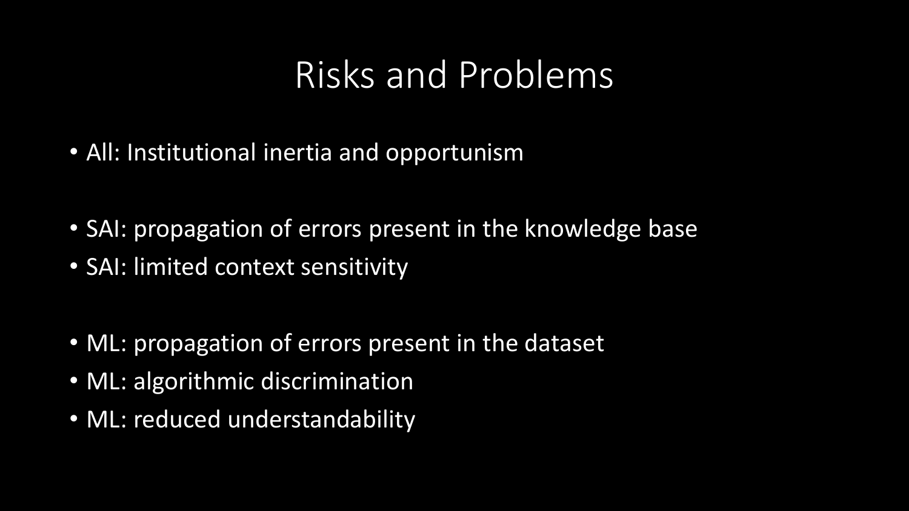# Risks and Problems

- All: Institutional inertia and opportunism

- SAI: propagation of errors present in the knowledge base
- SAI: limited context sensitivity

- ML: propagation of errors present in the dataset
- ML: algorithmic discrimination
- ML: reduced understandability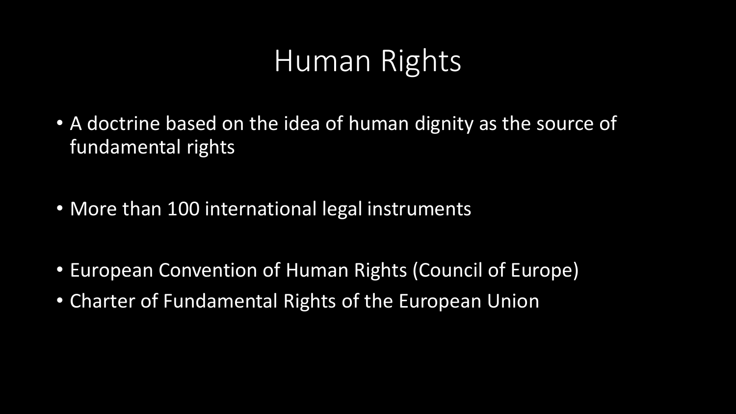# Human Rights

- A doctrine based on the idea of human dignity as the source of fundamental rights

- More than 100 international legal instruments

- European Convention of Human Rights (Council of Europe)
- Charter of Fundamental Rights of the European Union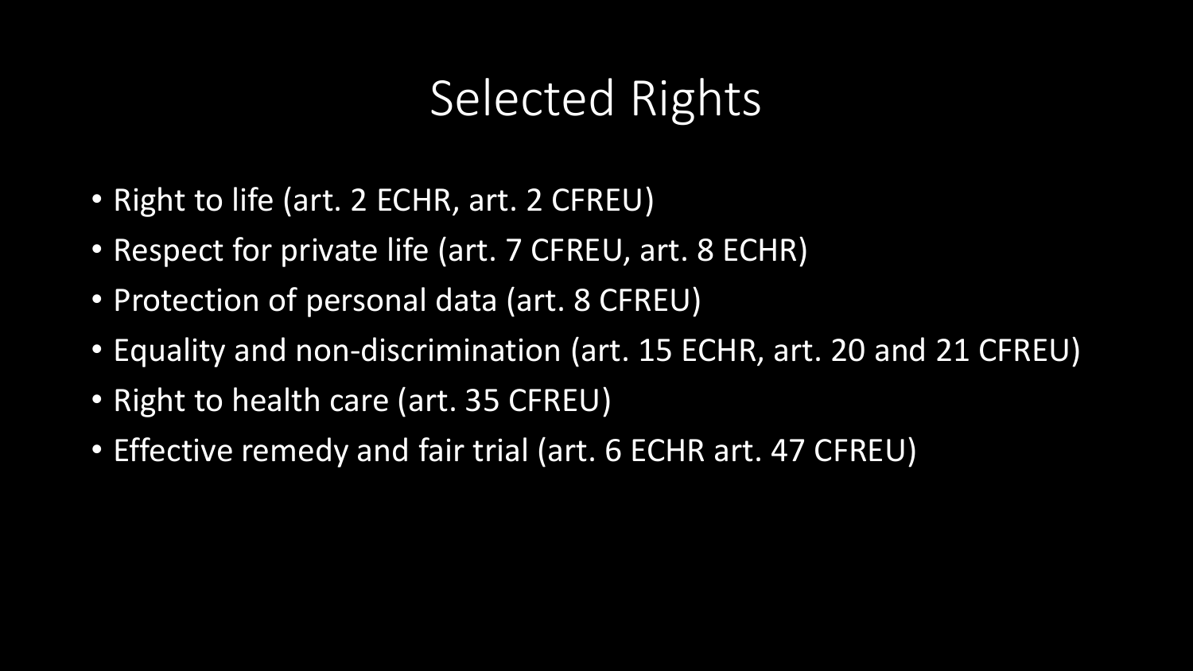# Selected Rights

- Right to life (art. 2 ECHR, art. 2 CFREU)
- Respect for private life (art. 7 CFREU, art. 8 ECHR)
- Protection of personal data (art. 8 CFREU)
- Equality and non-discrimination (art. 15 ECHR, art. 20 and 21 CFREU)
- Right to health care (art. 35 CFREU)
- Effective remedy and fair trial (art. 6 ECHR art. 47 CFREU)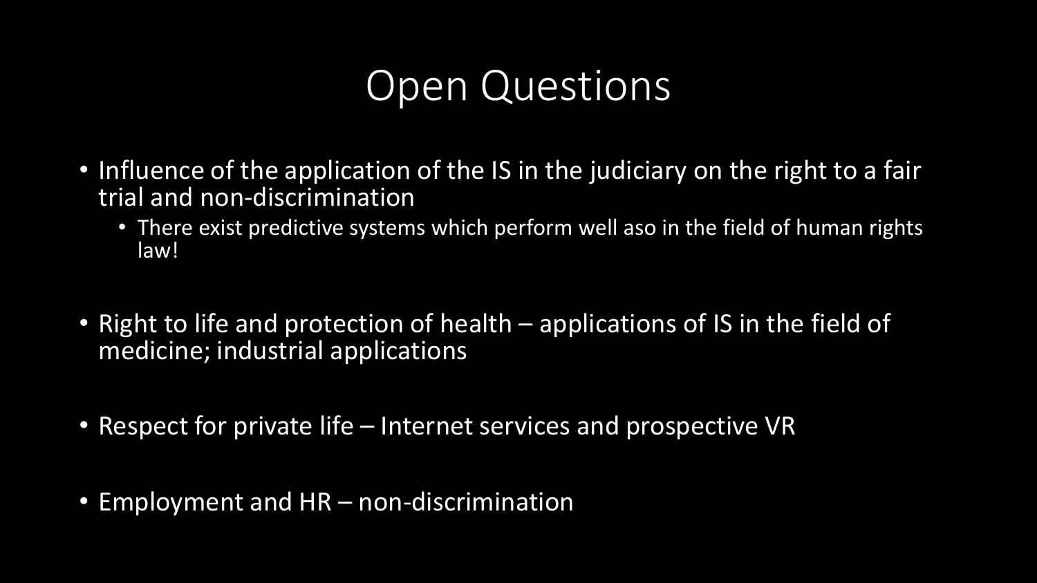# Open Questions

- Influence of the application of the IS in the judiciary on the right to a fair trial and non-discrimination
  - There exist predictive systems which perform well aso in the field of human rights law!
- Right to life and protection of health – applications of IS in the field of medicine; industrial applications
- Respect for private life – Internet services and prospective VR
- Employment and HR – non-discrimination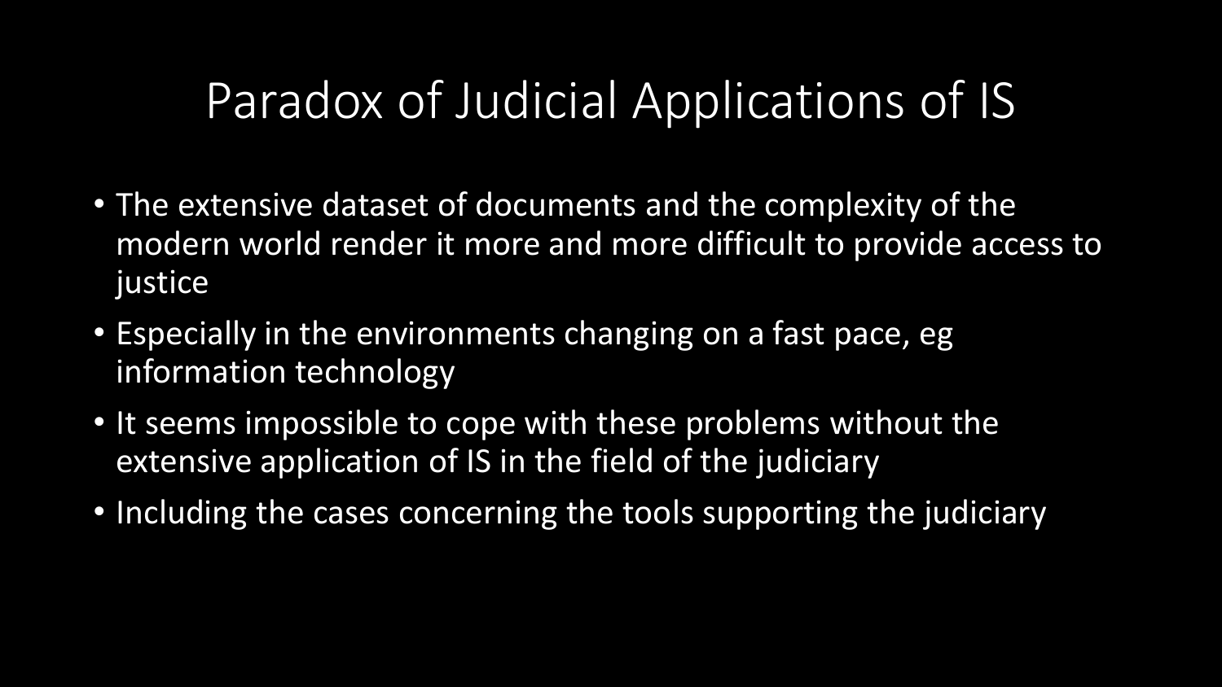# Paradox of Judicial Applications of IS

- The extensive dataset of documents and the complexity of the modern world render it more and more difficult to provide access to justice
- Especially in the environments changing on a fast pace, eg information technology
- It seems impossible to cope with these problems without the extensive application of IS in the field of the judiciary
- Including the cases concerning the tools supporting the judiciary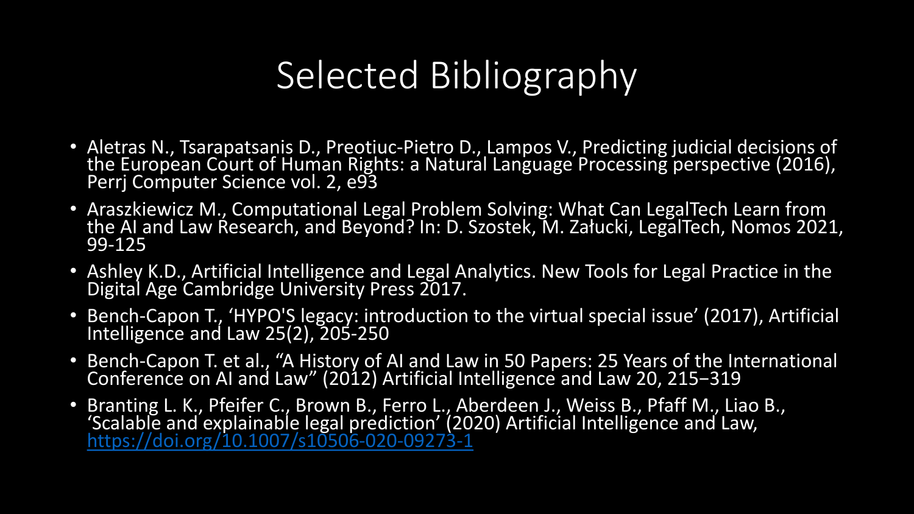# Selected Bibliography

- Aletras N., Tsarapatsanis D., Preotiuc-Pietro D., Lampos V., Predicting judicial decisions of the European Court of Human Rights: a Natural Language Processing perspective (2016), Perrj Computer Science vol. 2, e93
- Araszkiewicz M., Computational Legal Problem Solving: What Can LegalTech Learn from the AI and Law Research, and Beyond? In: D. Szostek, M. Załucki, LegalTech, Nomos 2021, 99-125
- Ashley K.D., Artificial Intelligence and Legal Analytics. New Tools for Legal Practice in the Digital Age Cambridge University Press 2017.
- Bench-Capon T., 'HYPO'S legacy: introduction to the virtual special issue' (2017), Artificial Intelligence and Law 25(2), 205-250
- Bench-Capon T. et al., "A History of AI and Law in 50 Papers: 25 Years of the International Conference on AI and Law" (2012) Artificial Intelligence and Law 20, 215−319
- Branting L. K., Pfeifer C., Brown B., Ferro L., Aberdeen J., Weiss B., Pfaff M., Liao B., 'Scalable and explainable legal prediction' (2020) Artificial Intelligence and Law, https://doi.org/10.1007/s10506-020-09273-1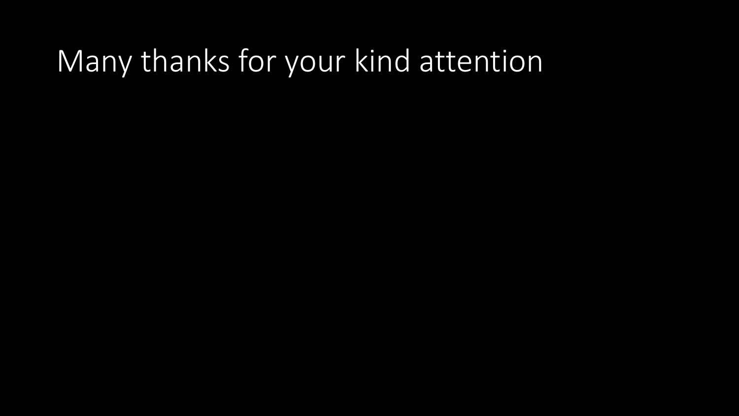# Many thanks for your kind attention